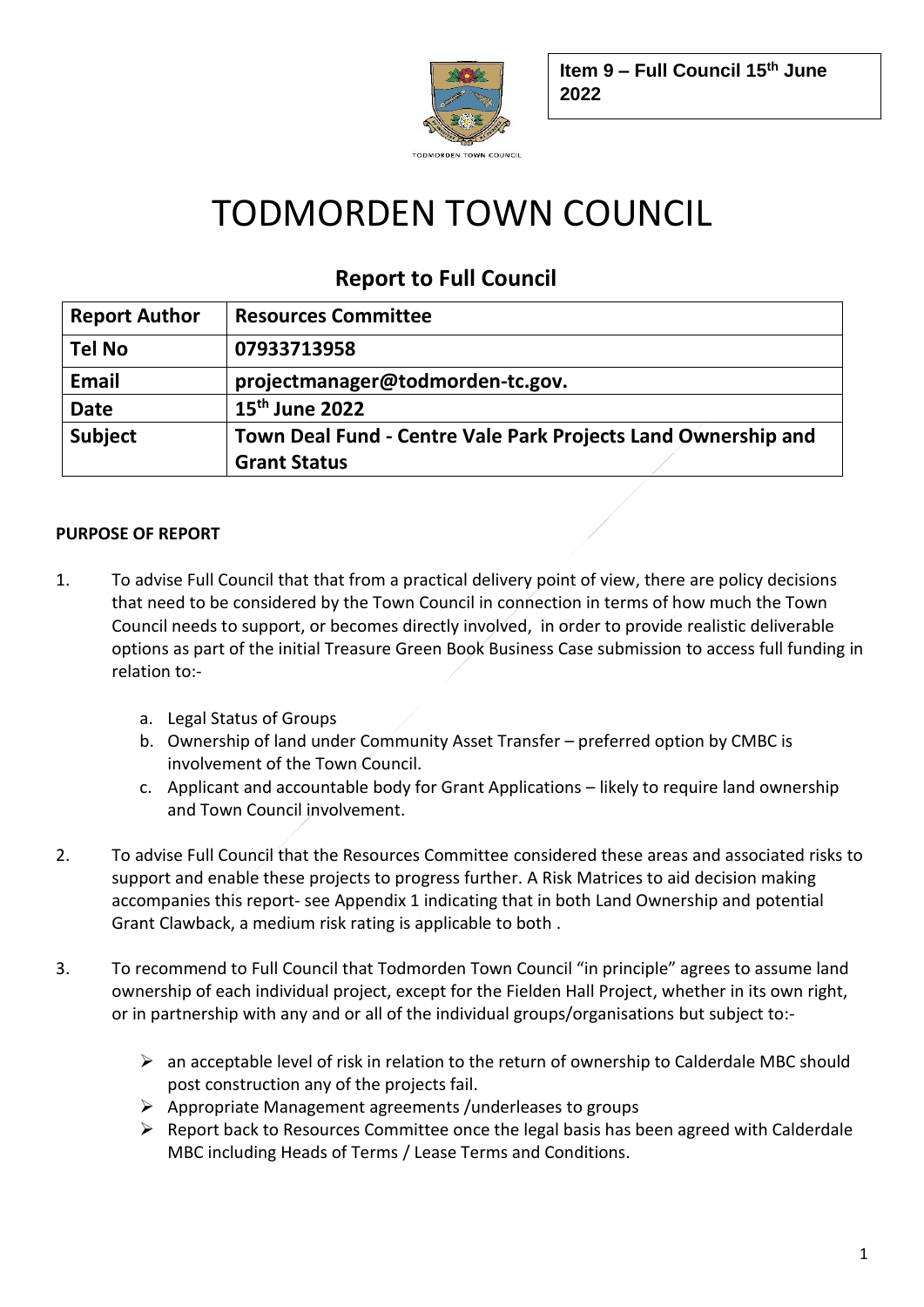**Item 9 – Full Council 15th June 2022**

TODMORDEN TOWN COUNCIL

# TODMORDEN TOWN COUNCIL

## Report to Full Council

| Report Author | Resources Committee |
|---|---|
| Tel No | 07933713958 |
| Email | projectmanager@todmorden-tc.gov. |
| Date | 15th June 2022 |
| Subject | Town Deal Fund - Centre Vale Park Projects Land Ownership and Grant Status |

**PURPOSE OF REPORT**

1. To advise Full Council that that from a practical delivery point of view, there are policy decisions that need to be considered by the Town Council in connection in terms of how much the Town Council needs to support, or becomes directly involved, in order to provide realistic deliverable options as part of the initial Treasure Green Book Business Case submission to access full funding in relation to:-

    a. Legal Status of Groups
    b. Ownership of land under Community Asset Transfer – preferred option by CMBC is involvement of the Town Council.
    c. Applicant and accountable body for Grant Applications – likely to require land ownership and Town Council involvement.

2. To advise Full Council that the Resources Committee considered these areas and associated risks to support and enable these projects to progress further. A Risk Matrices to aid decision making accompanies this report- see Appendix 1 indicating that in both Land Ownership and potential Grant Clawback, a medium risk rating is applicable to both .

3. To recommend to Full Council that Todmorden Town Council "in principle" agrees to assume land ownership of each individual project, except for the Fielden Hall Project, whether in its own right, or in partnership with any and or all of the individual groups/organisations but subject to:-

    - an acceptable level of risk in relation to the return of ownership to Calderdale MBC should post construction any of the projects fail.
    - Appropriate Management agreements /underleases to groups
    - Report back to Resources Committee once the legal basis has been agreed with Calderdale MBC including Heads of Terms / Lease Terms and Conditions.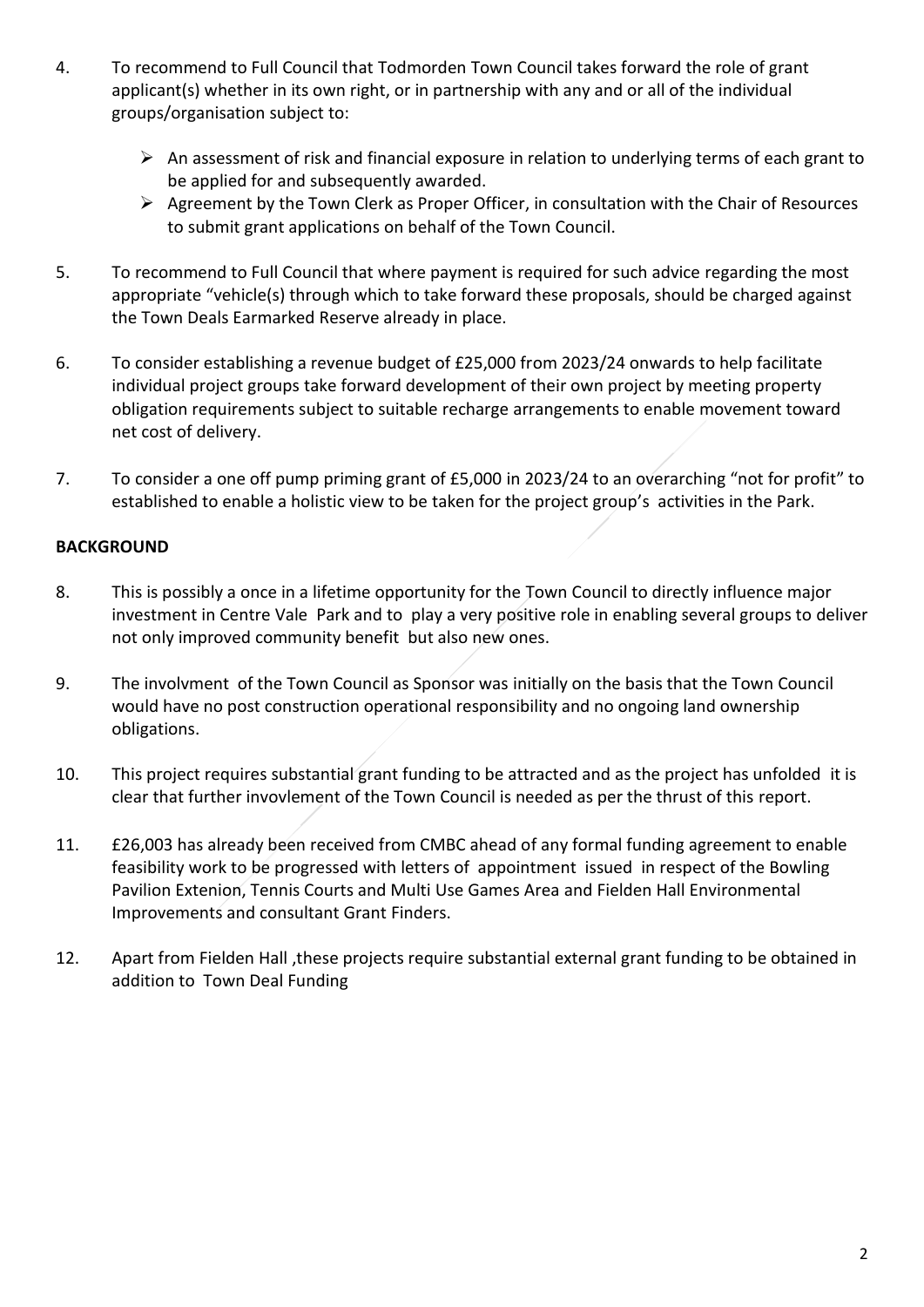4. To recommend to Full Council that Todmorden Town Council takes forward the role of grant applicant(s) whether in its own right, or in partnership with any and or all of the individual groups/organisation subject to:

   - An assessment of risk and financial exposure in relation to underlying terms of each grant to be applied for and subsequently awarded.
   - Agreement by the Town Clerk as Proper Officer, in consultation with the Chair of Resources to submit grant applications on behalf of the Town Council.

5. To recommend to Full Council that where payment is required for such advice regarding the most appropriate "vehicle(s) through which to take forward these proposals, should be charged against the Town Deals Earmarked Reserve already in place.

6. To consider establishing a revenue budget of £25,000 from 2023/24 onwards to help facilitate individual project groups take forward development of their own project by meeting property obligation requirements subject to suitable recharge arrangements to enable movement toward net cost of delivery.

7. To consider a one off pump priming grant of £5,000 in 2023/24 to an overarching "not for profit" to established to enable a holistic view to be taken for the project group's activities in the Park.

**BACKGROUND**

8. This is possibly a once in a lifetime opportunity for the Town Council to directly influence major investment in Centre Vale Park and to play a very positive role in enabling several groups to deliver not only improved community benefit but also new ones.

9. The involvment of the Town Council as Sponsor was initially on the basis that the Town Council would have no post construction operational responsibility and no ongoing land ownership obligations.

10. This project requires substantial grant funding to be attracted and as the project has unfolded it is clear that further invovlement of the Town Council is needed as per the thrust of this report.

11. £26,003 has already been received from CMBC ahead of any formal funding agreement to enable feasibility work to be progressed with letters of appointment issued in respect of the Bowling Pavilion Extenion, Tennis Courts and Multi Use Games Area and Fielden Hall Environmental Improvements and consultant Grant Finders.

12. Apart from Fielden Hall ,these projects require substantial external grant funding to be obtained in addition to Town Deal Funding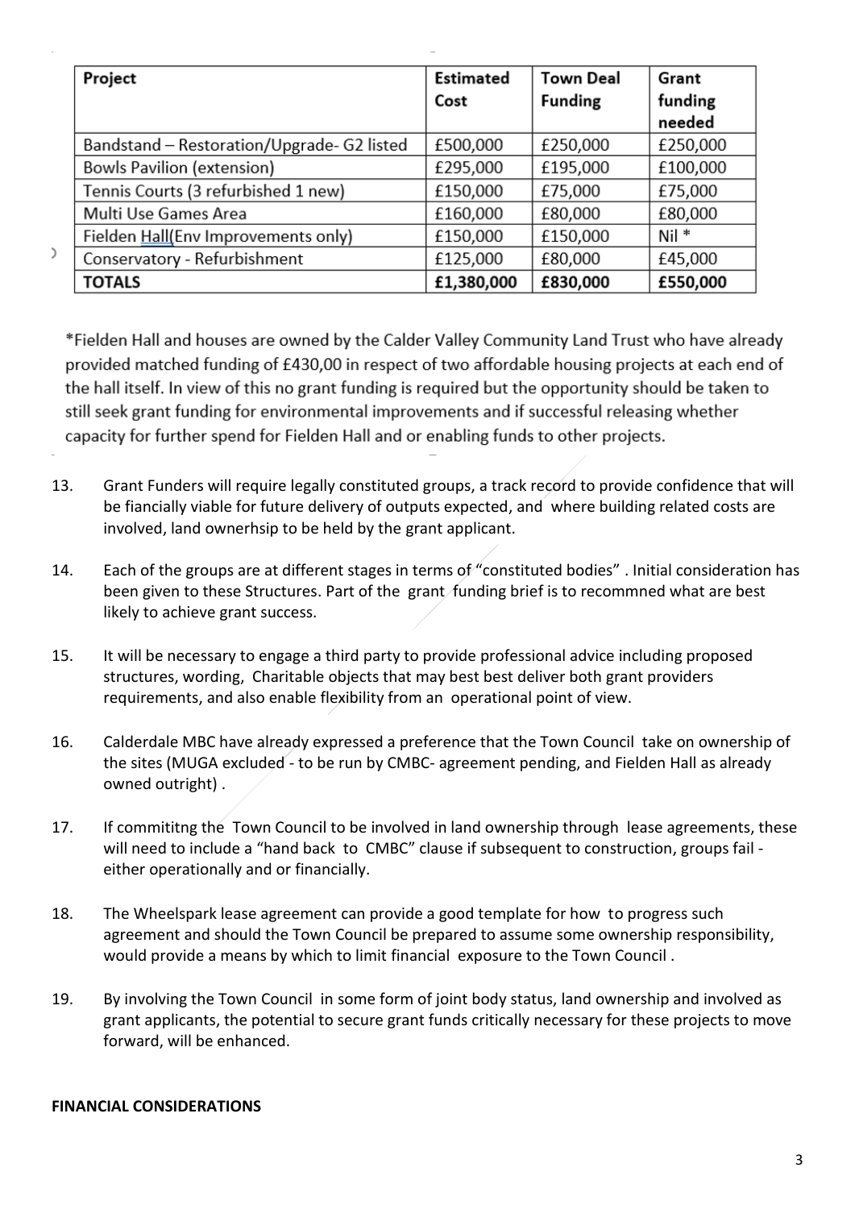| Project | Estimated Cost | Town Deal Funding | Grant funding needed |
|---|---|---|---|
| Bandstand – Restoration/Upgrade- G2 listed | £500,000 | £250,000 | £250,000 |
| Bowls Pavilion (extension) | £295,000 | £195,000 | £100,000 |
| Tennis Courts (3 refurbished 1 new) | £150,000 | £75,000 | £75,000 |
| Multi Use Games Area | £160,000 | £80,000 | £80,000 |
| Fielden Hall(Env Improvements only) | £150,000 | £150,000 | Nil * |
| Conservatory - Refurbishment | £125,000 | £80,000 | £45,000 |
| **TOTALS** | **£1,380,000** | **£830,000** | **£550,000** |

*Fielden Hall and houses are owned by the Calder Valley Community Land Trust who have already provided matched funding of £430,00 in respect of two affordable housing projects at each end of the hall itself. In view of this no grant funding is required but the opportunity should be taken to still seek grant funding for environmental improvements and if successful releasing whether capacity for further spend for Fielden Hall and or enabling funds to other projects.

13. Grant Funders will require legally constituted groups, a track record to provide confidence that will be fiancially viable for future delivery of outputs expected, and where building related costs are involved, land ownerhsip to be held by the grant applicant.

14. Each of the groups are at different stages in terms of "constituted bodies" . Initial consideration has been given to these Structures. Part of the grant funding brief is to recommned what are best likely to achieve grant success.

15. It will be necessary to engage a third party to provide professional advice including proposed structures, wording, Charitable objects that may best best deliver both grant providers requirements, and also enable flexibility from an operational point of view.

16. Calderdale MBC have already expressed a preference that the Town Council take on ownership of the sites (MUGA excluded - to be run by CMBC- agreement pending, and Fielden Hall as already owned outright) .

17. If commititng the Town Council to be involved in land ownership through lease agreements, these will need to include a "hand back to CMBC" clause if subsequent to construction, groups fail - either operationally and or financially.

18. The Wheelspark lease agreement can provide a good template for how to progress such agreement and should the Town Council be prepared to assume some ownership responsibility, would provide a means by which to limit financial exposure to the Town Council .

19. By involving the Town Council in some form of joint body status, land ownership and involved as grant applicants, the potential to secure grant funds critically necessary for these projects to move forward, will be enhanced.

**FINANCIAL CONSIDERATIONS**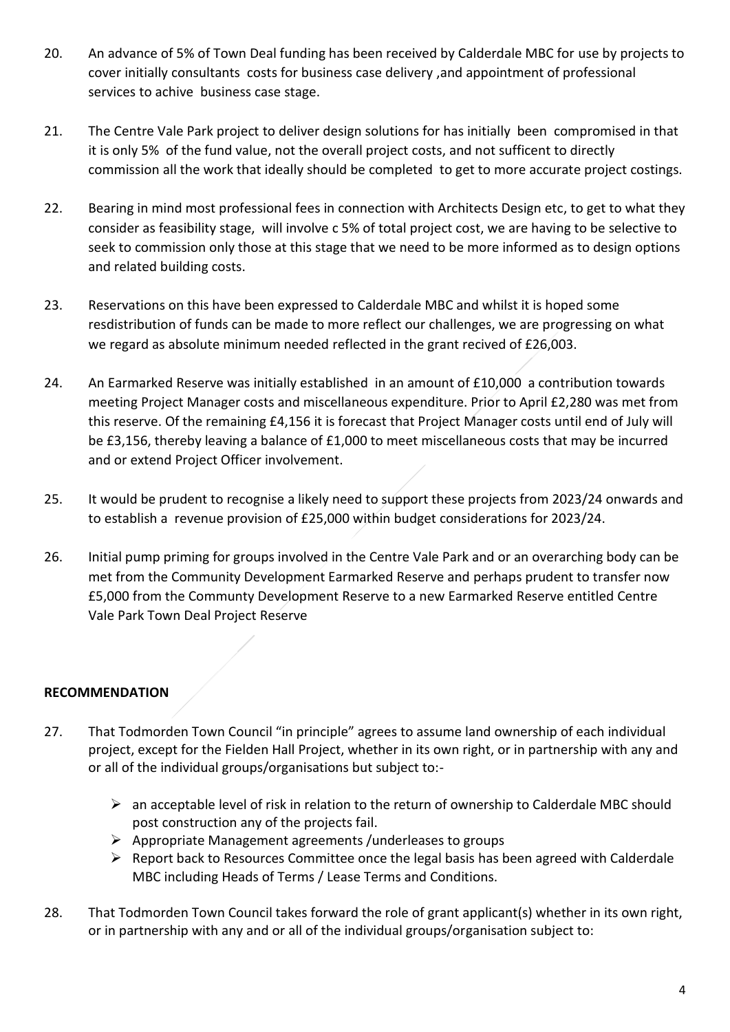20. An advance of 5% of Town Deal funding has been received by Calderdale MBC for use by projects to cover initially consultants costs for business case delivery ,and appointment of professional services to achive business case stage.

21. The Centre Vale Park project to deliver design solutions for has initially been compromised in that it is only 5% of the fund value, not the overall project costs, and not sufficent to directly commission all the work that ideally should be completed to get to more accurate project costings.

22. Bearing in mind most professional fees in connection with Architects Design etc, to get to what they consider as feasibility stage, will involve c 5% of total project cost, we are having to be selective to seek to commission only those at this stage that we need to be more informed as to design options and related building costs.

23. Reservations on this have been expressed to Calderdale MBC and whilst it is hoped some resdistribution of funds can be made to more reflect our challenges, we are progressing on what we regard as absolute minimum needed reflected in the grant recived of £26,003.

24. An Earmarked Reserve was initially established in an amount of £10,000 a contribution towards meeting Project Manager costs and miscellaneous expenditure. Prior to April £2,280 was met from this reserve. Of the remaining £4,156 it is forecast that Project Manager costs until end of July will be £3,156, thereby leaving a balance of £1,000 to meet miscellaneous costs that may be incurred and or extend Project Officer involvement.

25. It would be prudent to recognise a likely need to support these projects from 2023/24 onwards and to establish a revenue provision of £25,000 within budget considerations for 2023/24.

26. Initial pump priming for groups involved in the Centre Vale Park and or an overarching body can be met from the Community Development Earmarked Reserve and perhaps prudent to transfer now £5,000 from the Communty Development Reserve to a new Earmarked Reserve entitled Centre Vale Park Town Deal Project Reserve

**RECOMMENDATION**

27. That Todmorden Town Council "in principle" agrees to assume land ownership of each individual project, except for the Fielden Hall Project, whether in its own right, or in partnership with any and or all of the individual groups/organisations but subject to:-

    - an acceptable level of risk in relation to the return of ownership to Calderdale MBC should post construction any of the projects fail.
    - Appropriate Management agreements /underleases to groups
    - Report back to Resources Committee once the legal basis has been agreed with Calderdale MBC including Heads of Terms / Lease Terms and Conditions.

28. That Todmorden Town Council takes forward the role of grant applicant(s) whether in its own right, or in partnership with any and or all of the individual groups/organisation subject to: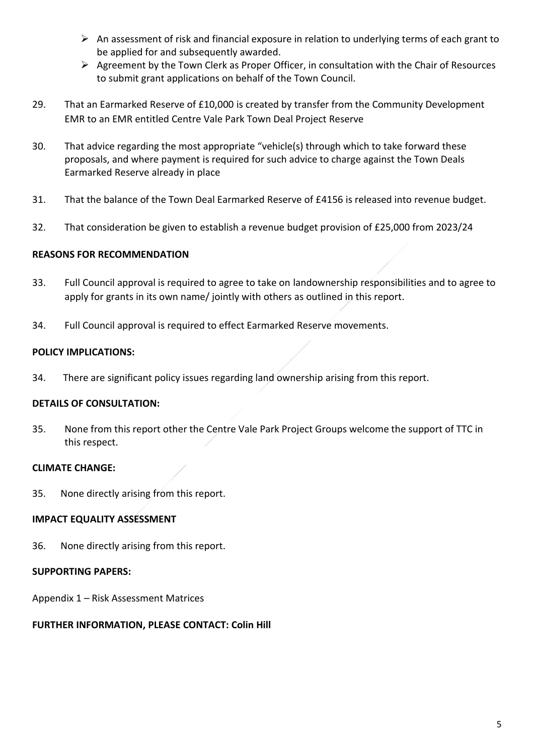- An assessment of risk and financial exposure in relation to underlying terms of each grant to be applied for and subsequently awarded.
- Agreement by the Town Clerk as Proper Officer, in consultation with the Chair of Resources to submit grant applications on behalf of the Town Council.

29. That an Earmarked Reserve of £10,000 is created by transfer from the Community Development EMR to an EMR entitled Centre Vale Park Town Deal Project Reserve

30. That advice regarding the most appropriate "vehicle(s) through which to take forward these proposals, and where payment is required for such advice to charge against the Town Deals Earmarked Reserve already in place

31. That the balance of the Town Deal Earmarked Reserve of £4156 is released into revenue budget.

32. That consideration be given to establish a revenue budget provision of £25,000 from 2023/24

**REASONS FOR RECOMMENDATION**

33. Full Council approval is required to agree to take on landownership responsibilities and to agree to apply for grants in its own name/ jointly with others as outlined in this report.

34. Full Council approval is required to effect Earmarked Reserve movements.

**POLICY IMPLICATIONS:**

34. There are significant policy issues regarding land ownership arising from this report.

**DETAILS OF CONSULTATION:**

35. None from this report other the Centre Vale Park Project Groups welcome the support of TTC in this respect.

**CLIMATE CHANGE:**

35. None directly arising from this report.

**IMPACT EQUALITY ASSESSMENT**

36. None directly arising from this report.

**SUPPORTING PAPERS:**

Appendix 1 – Risk Assessment Matrices

**FURTHER INFORMATION, PLEASE CONTACT: Colin Hill**